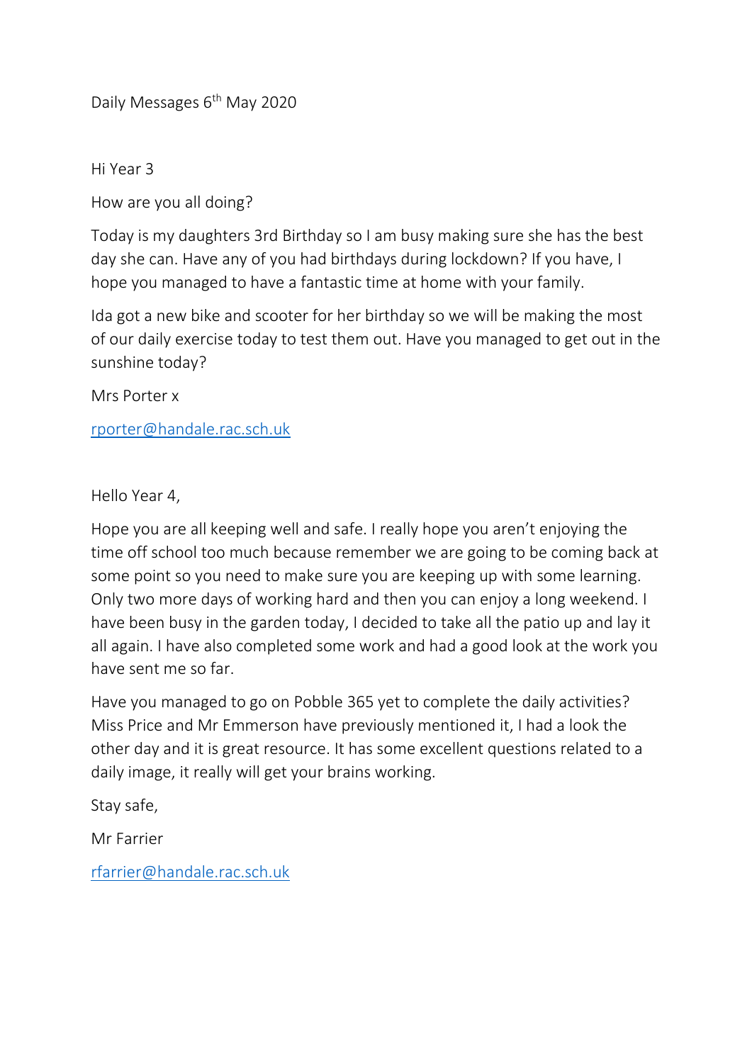Daily Messages 6th May 2020

Hi Year 3

How are you all doing?

Today is my daughters 3rd Birthday so I am busy making sure she has the best day she can. Have any of you had birthdays during lockdown? If you have, I hope you managed to have a fantastic time at home with your family.

Ida got a new bike and scooter for her birthday so we will be making the most of our daily exercise today to test them out. Have you managed to get out in the sunshine today?

Mrs Porter x

rporter@handale.rac.sch.uk

Hello Year 4,

Hope you are all keeping well and safe. I really hope you aren't enjoying the time off school too much because remember we are going to be coming back at some point so you need to make sure you are keeping up with some learning. Only two more days of working hard and then you can enjoy a long weekend. I have been busy in the garden today, I decided to take all the patio up and lay it all again. I have also completed some work and had a good look at the work you have sent me so far.

Have you managed to go on Pobble 365 yet to complete the daily activities? Miss Price and Mr Emmerson have previously mentioned it, I had a look the other day and it is great resource. It has some excellent questions related to a daily image, it really will get your brains working.

Stay safe,

Mr Farrier

rfarrier@handale.rac.sch.uk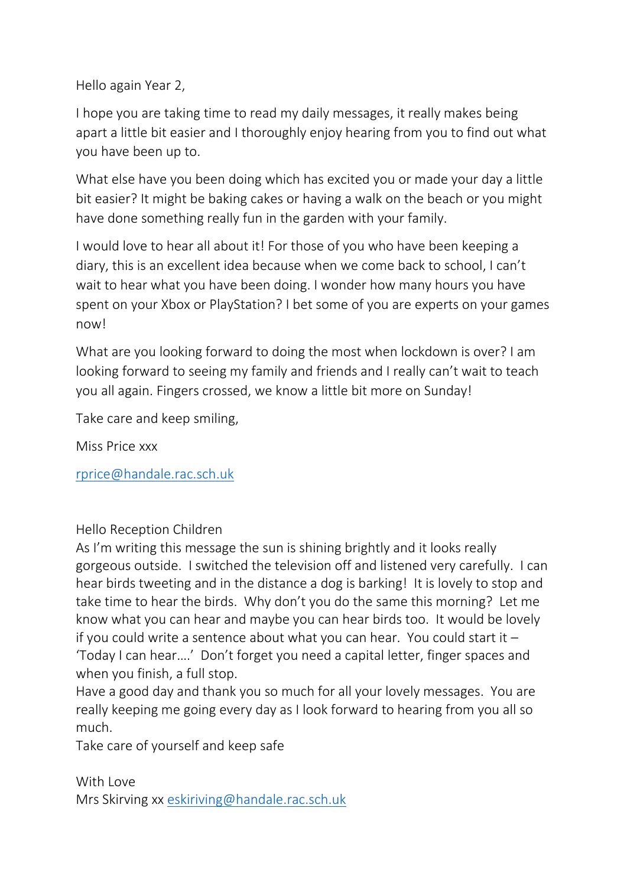Hello again Year 2,

I hope you are taking time to read my daily messages, it really makes being apart a little bit easier and I thoroughly enjoy hearing from you to find out what you have been up to.

What else have you been doing which has excited you or made your day a little bit easier? It might be baking cakes or having a walk on the beach or you might have done something really fun in the garden with your family.

I would love to hear all about it! For those of you who have been keeping a diary, this is an excellent idea because when we come back to school, I can't wait to hear what you have been doing. I wonder how many hours you have spent on your Xbox or PlayStation? I bet some of you are experts on your games now!

What are you looking forward to doing the most when lockdown is over? I am looking forward to seeing my family and friends and I really can't wait to teach you all again. Fingers crossed, we know a little bit more on Sunday!

Take care and keep smiling,

Miss Price xxx

rprice@handale.rac.sch.uk

Hello Reception Children
As I'm writing this message the sun is shining brightly and it looks really gorgeous outside. I switched the television off and listened very carefully. I can hear birds tweeting and in the distance a dog is barking! It is lovely to stop and take time to hear the birds. Why don't you do the same this morning? Let me know what you can hear and maybe you can hear birds too. It would be lovely if you could write a sentence about what you can hear. You could start it – 'Today I can hear….' Don't forget you need a capital letter, finger spaces and when you finish, a full stop.
Have a good day and thank you so much for all your lovely messages. You are really keeping me going every day as I look forward to hearing from you all so much.
Take care of yourself and keep safe

With Love
Mrs Skirving xx eskiriving@handale.rac.sch.uk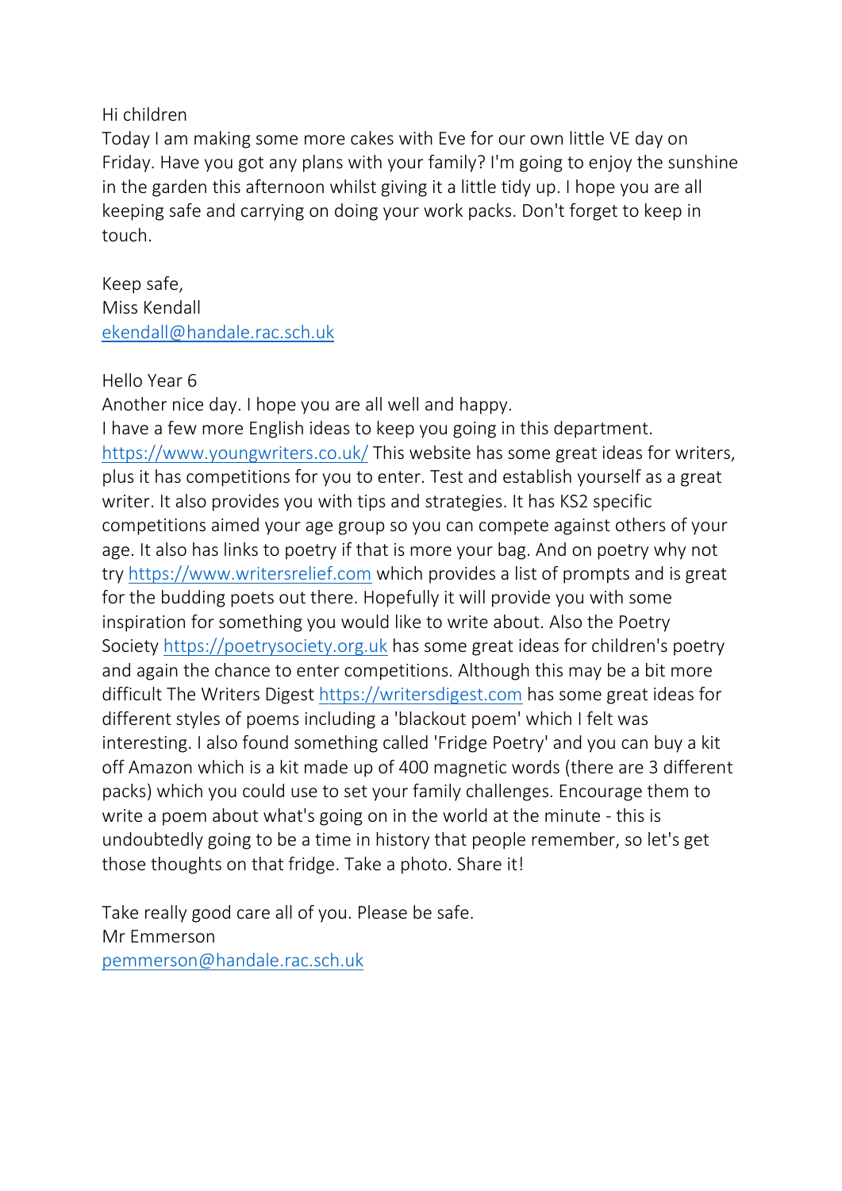Hi children
Today I am making some more cakes with Eve for our own little VE day on Friday. Have you got any plans with your family? I'm going to enjoy the sunshine in the garden this afternoon whilst giving it a little tidy up. I hope you are all keeping safe and carrying on doing your work packs. Don't forget to keep in touch.

Keep safe,
Miss Kendall
ekendall@handale.rac.sch.uk

Hello Year 6
Another nice day. I hope you are all well and happy.
I have a few more English ideas to keep you going in this department. https://www.youngwriters.co.uk/ This website has some great ideas for writers, plus it has competitions for you to enter. Test and establish yourself as a great writer. It also provides you with tips and strategies. It has KS2 specific competitions aimed your age group so you can compete against others of your age. It also has links to poetry if that is more your bag. And on poetry why not try https://www.writersrelief.com which provides a list of prompts and is great for the budding poets out there. Hopefully it will provide you with some inspiration for something you would like to write about. Also the Poetry Society https://poetrysociety.org.uk has some great ideas for children's poetry and again the chance to enter competitions. Although this may be a bit more difficult The Writers Digest https://writersdigest.com has some great ideas for different styles of poems including a 'blackout poem' which I felt was interesting. I also found something called 'Fridge Poetry' and you can buy a kit off Amazon which is a kit made up of 400 magnetic words (there are 3 different packs) which you could use to set your family challenges. Encourage them to write a poem about what's going on in the world at the minute - this is undoubtedly going to be a time in history that people remember, so let's get those thoughts on that fridge. Take a photo. Share it!

Take really good care all of you. Please be safe.
Mr Emmerson
pemmerson@handale.rac.sch.uk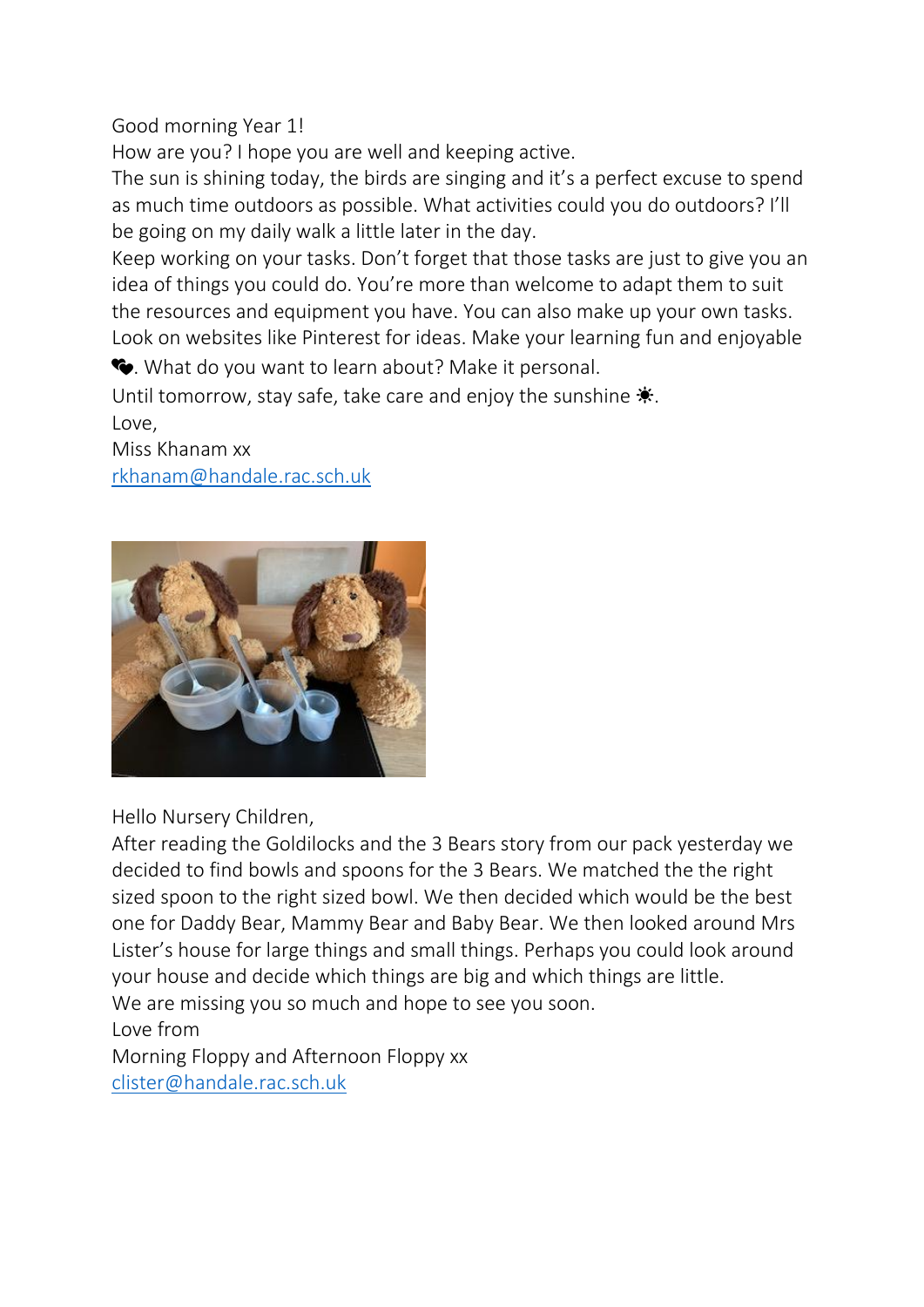Good morning Year 1!

How are you? I hope you are well and keeping active.

The sun is shining today, the birds are singing and it's a perfect excuse to spend as much time outdoors as possible. What activities could you do outdoors? I'll be going on my daily walk a little later in the day.

Keep working on your tasks. Don't forget that those tasks are just to give you an idea of things you could do. You're more than welcome to adapt them to suit the resources and equipment you have. You can also make up your own tasks. Look on websites like Pinterest for ideas. Make your learning fun and enjoyable ❤. What do you want to learn about? Make it personal.

Until tomorrow, stay safe, take care and enjoy the sunshine ☀.

Love,

Miss Khanam xx

rkhanam@handale.rac.sch.uk

Hello Nursery Children,

After reading the Goldilocks and the 3 Bears story from our pack yesterday we decided to find bowls and spoons for the 3 Bears. We matched the the right sized spoon to the right sized bowl. We then decided which would be the best one for Daddy Bear, Mammy Bear and Baby Bear. We then looked around Mrs Lister's house for large things and small things. Perhaps you could look around your house and decide which things are big and which things are little.

We are missing you so much and hope to see you soon.

Love from

Morning Floppy and Afternoon Floppy xx

clister@handale.rac.sch.uk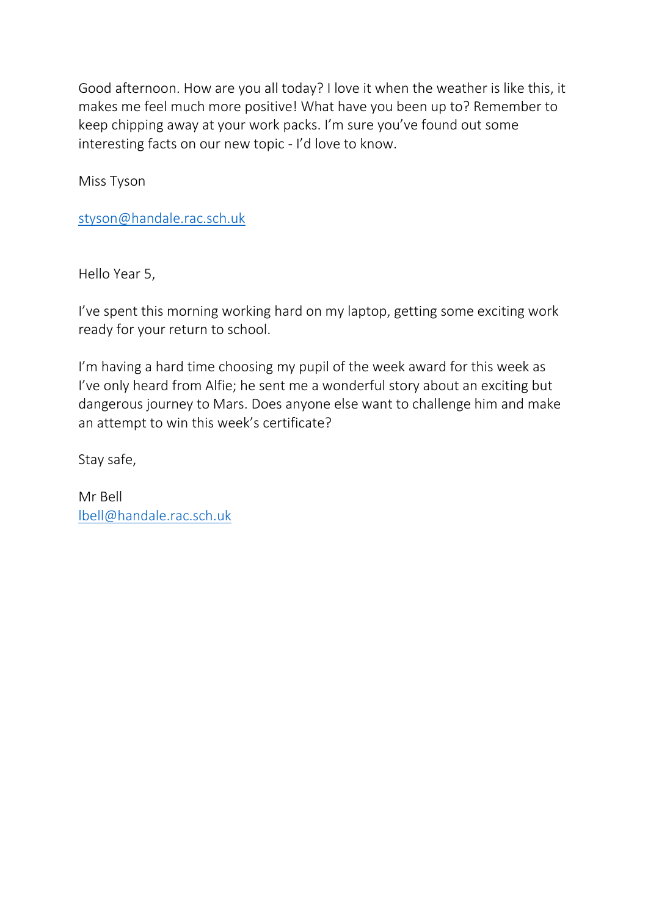Good afternoon. How are you all today? I love it when the weather is like this, it makes me feel much more positive! What have you been up to? Remember to keep chipping away at your work packs. I'm sure you've found out some interesting facts on our new topic - I'd love to know.

Miss Tyson

styson@handale.rac.sch.uk

Hello Year 5,

I've spent this morning working hard on my laptop, getting some exciting work ready for your return to school.

I'm having a hard time choosing my pupil of the week award for this week as I've only heard from Alfie; he sent me a wonderful story about an exciting but dangerous journey to Mars. Does anyone else want to challenge him and make an attempt to win this week's certificate?

Stay safe,

Mr Bell
lbell@handale.rac.sch.uk